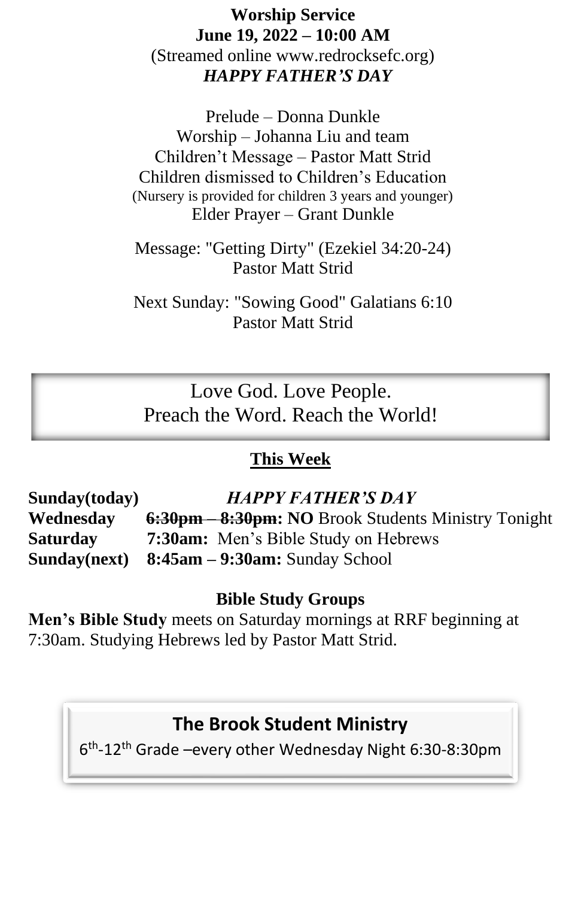**Worship Service**
**June 19, 2022 – 10:00 AM**
(Streamed online www.redrocksefc.org)
***HAPPY FATHER'S DAY***

Prelude – Donna Dunkle
Worship – Johanna Liu and team
Children't Message – Pastor Matt Strid
Children dismissed to Children's Education
(Nursery is provided for children 3 years and younger)
Elder Prayer – Grant Dunkle

Message: "Getting Dirty" (Ezekiel 34:20-24)
Pastor Matt Strid

Next Sunday: "Sowing Good" Galatians 6:10
Pastor Matt Strid

Love God. Love People.
Preach the Word. Reach the World!

## This Week

**Sunday(today)** ***HAPPY FATHER'S DAY***
**Wednesday** **~~6:30pm – 8:30pm~~: NO** Brook Students Ministry Tonight
**Saturday** **7:30am:** Men's Bible Study on Hebrews
**Sunday(next)** **8:45am – 9:30am:** Sunday School

### Bible Study Groups

**Men's Bible Study** meets on Saturday mornings at RRF beginning at 7:30am. Studying Hebrews led by Pastor Matt Strid.

### The Brook Student Ministry

6th-12th Grade –every other Wednesday Night 6:30-8:30pm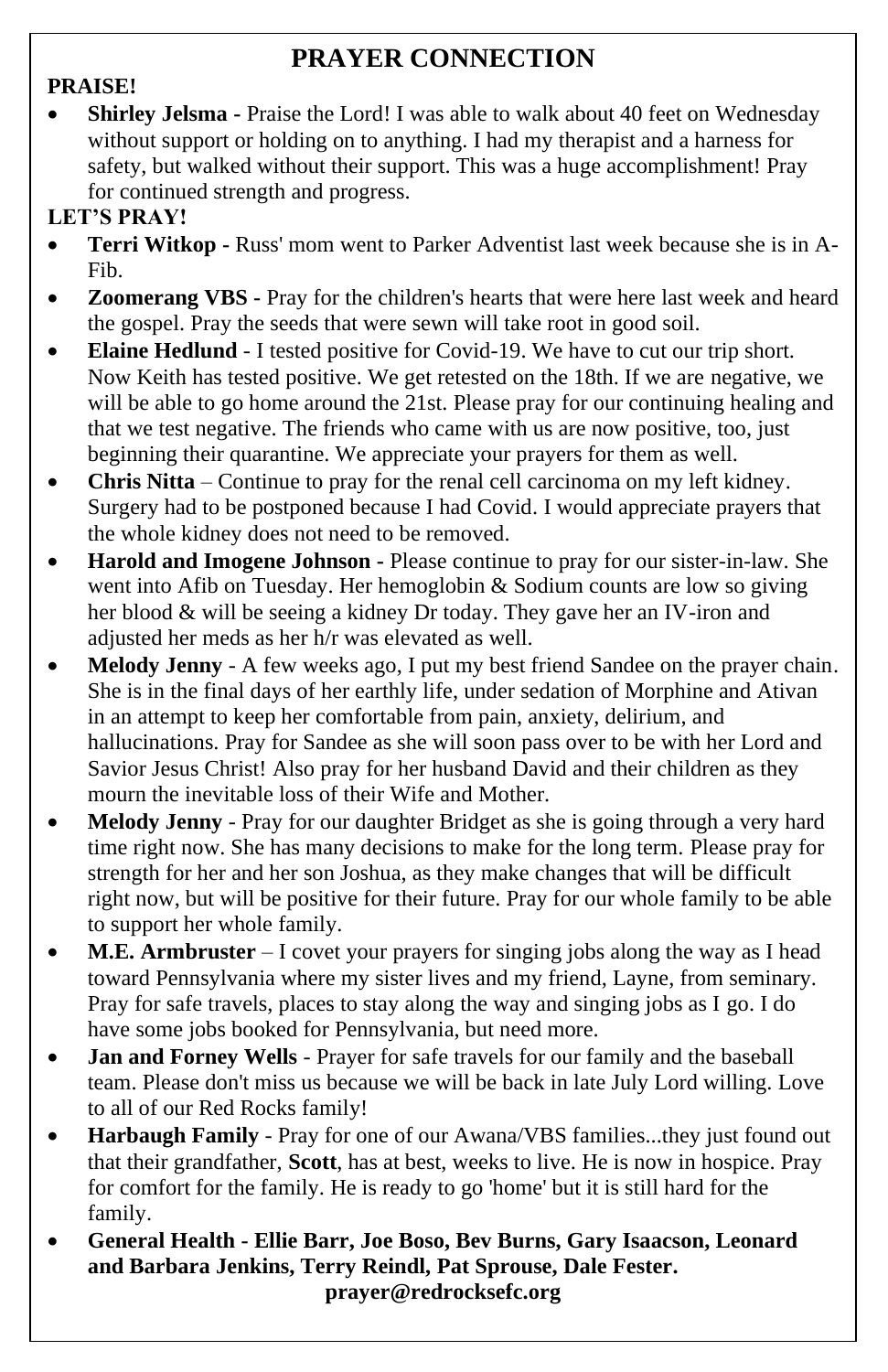# PRAYER CONNECTION

**PRAISE!**

- **Shirley Jelsma -** Praise the Lord! I was able to walk about 40 feet on Wednesday without support or holding on to anything. I had my therapist and a harness for safety, but walked without their support. This was a huge accomplishment! Pray for continued strength and progress.

**LET'S PRAY!**

- **Terri Witkop -** Russ' mom went to Parker Adventist last week because she is in A-Fib.
- **Zoomerang VBS -** Pray for the children's hearts that were here last week and heard the gospel. Pray the seeds that were sewn will take root in good soil.
- **Elaine Hedlund** - I tested positive for Covid-19. We have to cut our trip short. Now Keith has tested positive. We get retested on the 18th. If we are negative, we will be able to go home around the 21st. Please pray for our continuing healing and that we test negative. The friends who came with us are now positive, too, just beginning their quarantine. We appreciate your prayers for them as well.
- **Chris Nitta** – Continue to pray for the renal cell carcinoma on my left kidney. Surgery had to be postponed because I had Covid. I would appreciate prayers that the whole kidney does not need to be removed.
- **Harold and Imogene Johnson -** Please continue to pray for our sister-in-law. She went into Afib on Tuesday. Her hemoglobin & Sodium counts are low so giving her blood & will be seeing a kidney Dr today. They gave her an IV-iron and adjusted her meds as her h/r was elevated as well.
- **Melody Jenny** - A few weeks ago, I put my best friend Sandee on the prayer chain. She is in the final days of her earthly life, under sedation of Morphine and Ativan in an attempt to keep her comfortable from pain, anxiety, delirium, and hallucinations. Pray for Sandee as she will soon pass over to be with her Lord and Savior Jesus Christ! Also pray for her husband David and their children as they mourn the inevitable loss of their Wife and Mother.
- **Melody Jenny** - Pray for our daughter Bridget as she is going through a very hard time right now. She has many decisions to make for the long term. Please pray for strength for her and her son Joshua, as they make changes that will be difficult right now, but will be positive for their future. Pray for our whole family to be able to support her whole family.
- **M.E. Armbruster** – I covet your prayers for singing jobs along the way as I head toward Pennsylvania where my sister lives and my friend, Layne, from seminary. Pray for safe travels, places to stay along the way and singing jobs as I go. I do have some jobs booked for Pennsylvania, but need more.
- **Jan and Forney Wells** - Prayer for safe travels for our family and the baseball team. Please don't miss us because we will be back in late July Lord willing. Love to all of our Red Rocks family!
- **Harbaugh Family** - Pray for one of our Awana/VBS families...they just found out that their grandfather, **Scott**, has at best, weeks to live. He is now in hospice. Pray for comfort for the family. He is ready to go 'home' but it is still hard for the family.
- **General Health - Ellie Barr, Joe Boso, Bev Burns, Gary Isaacson, Leonard and Barbara Jenkins, Terry Reindl, Pat Sprouse, Dale Fester.**

**prayer@redrocksefc.org**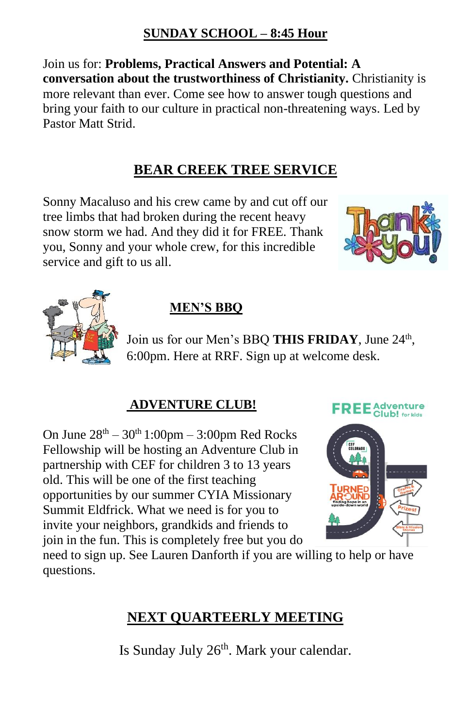## SUNDAY SCHOOL – 8:45 Hour

Join us for: **Problems, Practical Answers and Potential: A conversation about the trustworthiness of Christianity.** Christianity is more relevant than ever. Come see how to answer tough questions and bring your faith to our culture in practical non-threatening ways. Led by Pastor Matt Strid.

## BEAR CREEK TREE SERVICE

Sonny Macaluso and his crew came by and cut off our tree limbs that had broken during the recent heavy snow storm we had. And they did it for FREE. Thank you, Sonny and your whole crew, for this incredible service and gift to us all.

## MEN'S BBQ

Join us for our Men's BBQ **THIS FRIDAY**, June 24th, 6:00pm. Here at RRF. Sign up at welcome desk.

## ADVENTURE CLUB!

On June 28th – 30th 1:00pm – 3:00pm Red Rocks Fellowship will be hosting an Adventure Club in partnership with CEF for children 3 to 13 years old. This will be one of the first teaching opportunities by our summer CYIA Missionary Summit Eldfrick. What we need is for you to invite your neighbors, grandkids and friends to join in the fun. This is completely free but you do need to sign up. See Lauren Danforth if you are willing to help or have questions.

## NEXT QUARTEERLY MEETING

Is Sunday July 26th. Mark your calendar.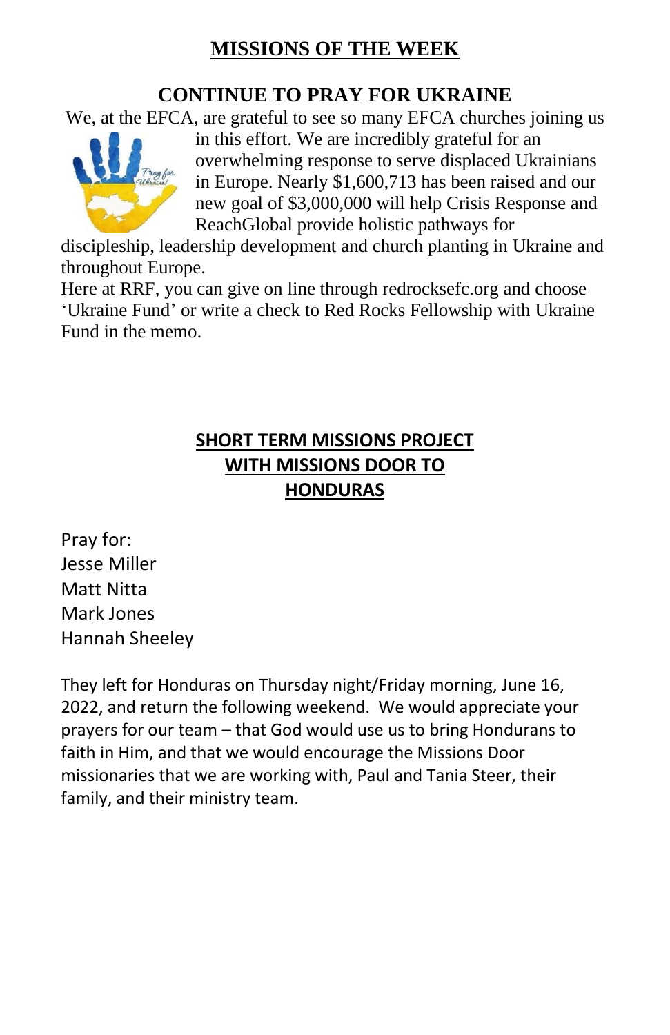# MISSIONS OF THE WEEK

## CONTINUE TO PRAY FOR UKRAINE

We, at the EFCA, are grateful to see so many EFCA churches joining us in this effort. We are incredibly grateful for an overwhelming response to serve displaced Ukrainians in Europe. Nearly $1,600,713 has been raised and our new goal of $3,000,000 will help Crisis Response and ReachGlobal provide holistic pathways for discipleship, leadership development and church planting in Ukraine and throughout Europe.

Here at RRF, you can give on line through redrocksefc.org and choose 'Ukraine Fund' or write a check to Red Rocks Fellowship with Ukraine Fund in the memo.

## SHORT TERM MISSIONS PROJECT WITH MISSIONS DOOR TO HONDURAS

Pray for:
Jesse Miller
Matt Nitta
Mark Jones
Hannah Sheeley

They left for Honduras on Thursday night/Friday morning, June 16, 2022, and return the following weekend. We would appreciate your prayers for our team – that God would use us to bring Hondurans to faith in Him, and that we would encourage the Missions Door missionaries that we are working with, Paul and Tania Steer, their family, and their ministry team.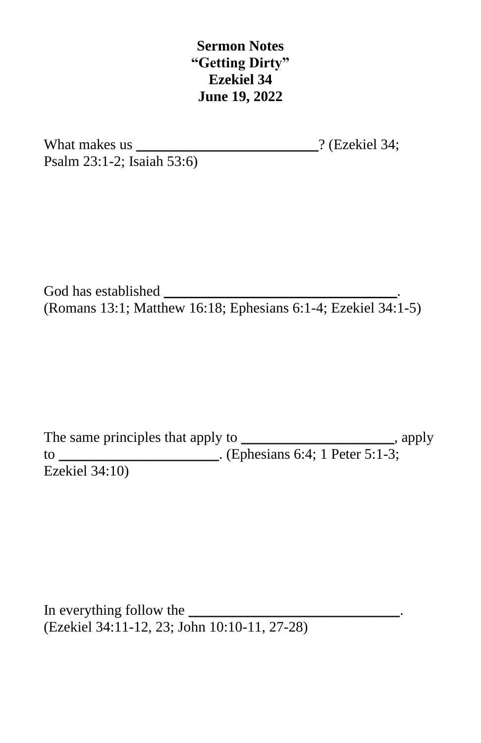**Sermon Notes**
**"Getting Dirty"**
**Ezekiel 34**
**June 19, 2022**

What makes us ________________________? (Ezekiel 34; Psalm 23:1-2; Isaiah 53:6)

God has established _______________________________. (Romans 13:1; Matthew 16:18; Ephesians 6:1-4; Ezekiel 34:1-5)

The same principles that apply to ____________________, apply to _____________________. (Ephesians 6:4; 1 Peter 5:1-3; Ezekiel 34:10)

In everything follow the ____________________________. (Ezekiel 34:11-12, 23; John 10:10-11, 27-28)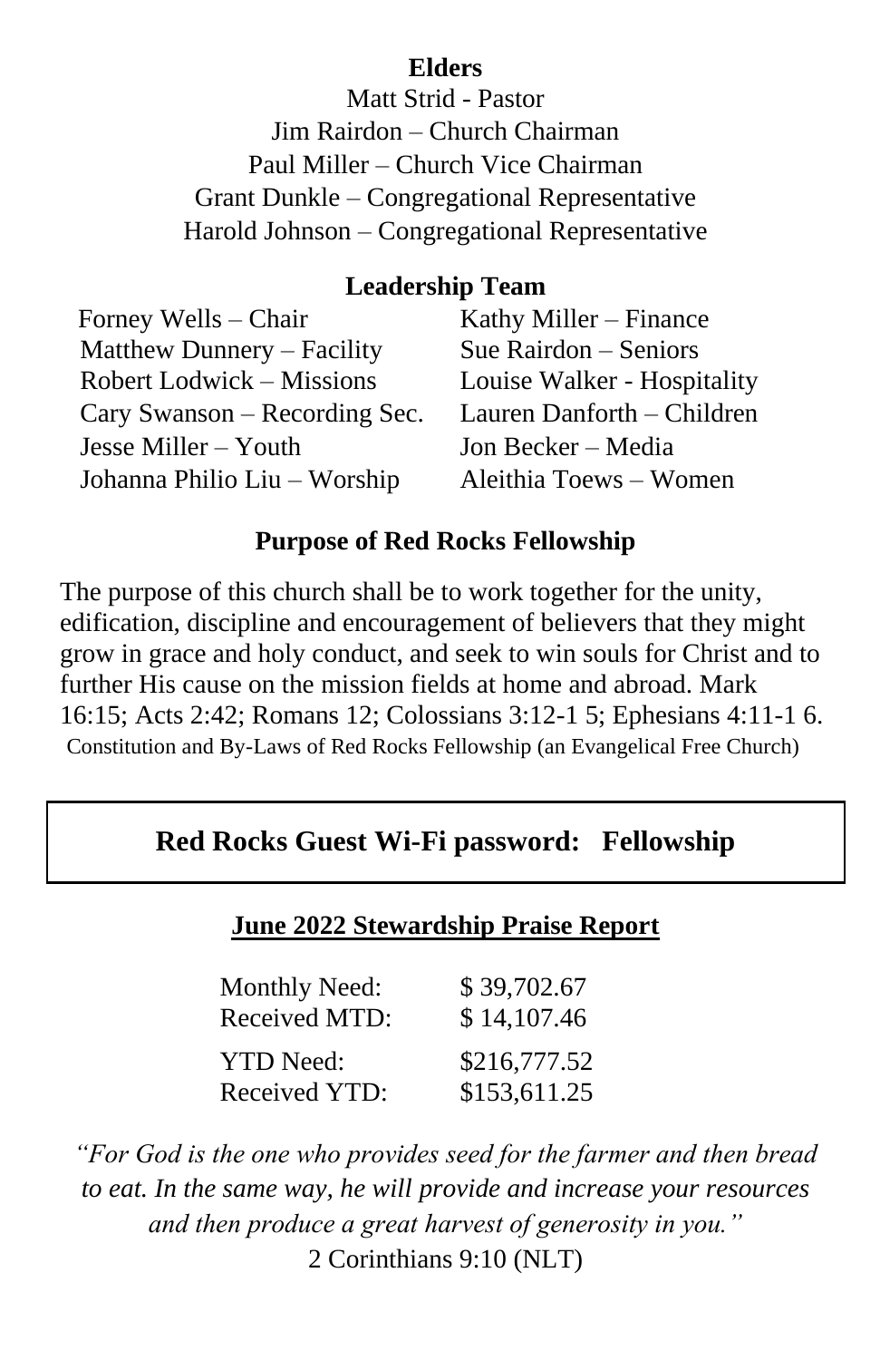**Elders**

Matt Strid - Pastor
Jim Rairdon – Church Chairman
Paul Miller – Church Vice Chairman
Grant Dunkle – Congregational Representative
Harold Johnson – Congregational Representative

**Leadership Team**

| | |
|---|---|
| Forney Wells – Chair | Kathy Miller – Finance |
| Matthew Dunnery – Facility | Sue Rairdon – Seniors |
| Robert Lodwick – Missions | Louise Walker - Hospitality |
| Cary Swanson – Recording Sec. | Lauren Danforth – Children |
| Jesse Miller – Youth | Jon Becker – Media |
| Johanna Philio Liu – Worship | Aleithia Toews – Women |

**Purpose of Red Rocks Fellowship**

The purpose of this church shall be to work together for the unity, edification, discipline and encouragement of believers that they might grow in grace and holy conduct, and seek to win souls for Christ and to further His cause on the mission fields at home and abroad. Mark 16:15; Acts 2:42; Romans 12; Colossians 3:12-1 5; Ephesians 4:11-1 6.
Constitution and By-Laws of Red Rocks Fellowship (an Evangelical Free Church)

**Red Rocks Guest Wi-Fi password: Fellowship**

**June 2022 Stewardship Praise Report**

| | |
|---|---|
| Monthly Need: | $ 39,702.67 |
| Received MTD: | $ 14,107.46 |
| YTD Need: | $216,777.52 |
| Received YTD: | $153,611.25 |

*"For God is the one who provides seed for the farmer and then bread to eat. In the same way, he will provide and increase your resources and then produce a great harvest of generosity in you."*
2 Corinthians 9:10 (NLT)